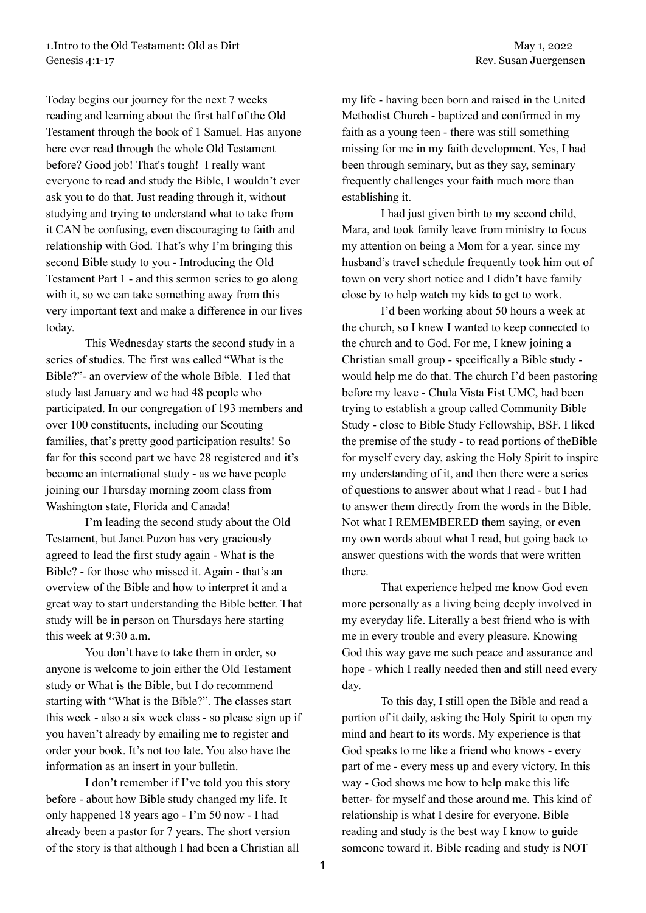1.Intro to the Old Testament: Old as Dirt  
Genesis 4:1-17

May 1, 2022  
Rev. Susan Juergensen

Today begins our journey for the next 7 weeks reading and learning about the first half of the Old Testament through the book of 1 Samuel. Has anyone here ever read through the whole Old Testament before? Good job! That's tough! I really want everyone to read and study the Bible, I wouldn't ever ask you to do that. Just reading through it, without studying and trying to understand what to take from it CAN be confusing, even discouraging to faith and relationship with God. That's why I'm bringing this second Bible study to you - Introducing the Old Testament Part 1 - and this sermon series to go along with it, so we can take something away from this very important text and make a difference in our lives today.

This Wednesday starts the second study in a series of studies. The first was called "What is the Bible?"- an overview of the whole Bible. I led that study last January and we had 48 people who participated. In our congregation of 193 members and over 100 constituents, including our Scouting families, that's pretty good participation results! So far for this second part we have 28 registered and it's become an international study - as we have people joining our Thursday morning zoom class from Washington state, Florida and Canada!

I'm leading the second study about the Old Testament, but Janet Puzon has very graciously agreed to lead the first study again - What is the Bible? - for those who missed it. Again - that's an overview of the Bible and how to interpret it and a great way to start understanding the Bible better. That study will be in person on Thursdays here starting this week at 9:30 a.m.

You don't have to take them in order, so anyone is welcome to join either the Old Testament study or What is the Bible, but I do recommend starting with "What is the Bible?". The classes start this week - also a six week class - so please sign up if you haven't already by emailing me to register and order your book. It's not too late. You also have the information as an insert in your bulletin.

I don't remember if I've told you this story before - about how Bible study changed my life. It only happened 18 years ago - I'm 50 now - I had already been a pastor for 7 years. The short version of the story is that although I had been a Christian all my life - having been born and raised in the United Methodist Church - baptized and confirmed in my faith as a young teen - there was still something missing for me in my faith development. Yes, I had been through seminary, but as they say, seminary frequently challenges your faith much more than establishing it.

I had just given birth to my second child, Mara, and took family leave from ministry to focus my attention on being a Mom for a year, since my husband's travel schedule frequently took him out of town on very short notice and I didn't have family close by to help watch my kids to get to work.

I'd been working about 50 hours a week at the church, so I knew I wanted to keep connected to the church and to God. For me, I knew joining a Christian small group - specifically a Bible study - would help me do that. The church I'd been pastoring before my leave - Chula Vista Fist UMC, had been trying to establish a group called Community Bible Study - close to Bible Study Fellowship, BSF. I liked the premise of the study - to read portions of theBible for myself every day, asking the Holy Spirit to inspire my understanding of it, and then there were a series of questions to answer about what I read - but I had to answer them directly from the words in the Bible. Not what I REMEMBERED them saying, or even my own words about what I read, but going back to answer questions with the words that were written there.

That experience helped me know God even more personally as a living being deeply involved in my everyday life. Literally a best friend who is with me in every trouble and every pleasure. Knowing God this way gave me such peace and assurance and hope - which I really needed then and still need every day.

To this day, I still open the Bible and read a portion of it daily, asking the Holy Spirit to open my mind and heart to its words. My experience is that God speaks to me like a friend who knows - every part of me - every mess up and every victory. In this way - God shows me how to help make this life better- for myself and those around me. This kind of relationship is what I desire for everyone. Bible reading and study is the best way I know to guide someone toward it. Bible reading and study is NOT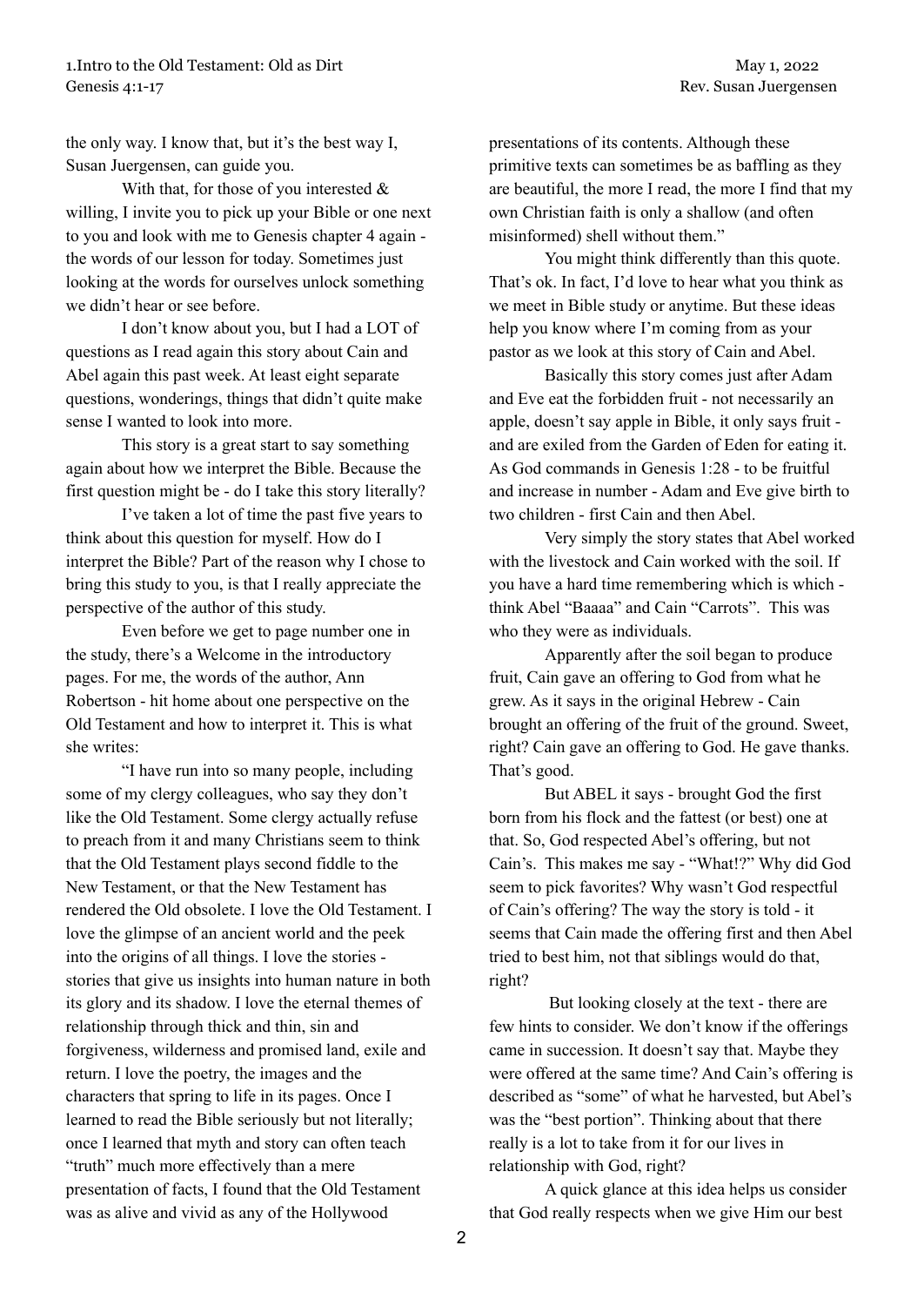the only way. I know that, but it's the best way I, Susan Juergensen, can guide you.

With that, for those of you interested & willing, I invite you to pick up your Bible or one next to you and look with me to Genesis chapter 4 again - the words of our lesson for today. Sometimes just looking at the words for ourselves unlock something we didn't hear or see before.

I don't know about you, but I had a LOT of questions as I read again this story about Cain and Abel again this past week. At least eight separate questions, wonderings, things that didn't quite make sense I wanted to look into more.

This story is a great start to say something again about how we interpret the Bible. Because the first question might be - do I take this story literally?

I've taken a lot of time the past five years to think about this question for myself. How do I interpret the Bible? Part of the reason why I chose to bring this study to you, is that I really appreciate the perspective of the author of this study.

Even before we get to page number one in the study, there's a Welcome in the introductory pages. For me, the words of the author, Ann Robertson - hit home about one perspective on the Old Testament and how to interpret it. This is what she writes:

"I have run into so many people, including some of my clergy colleagues, who say they don't like the Old Testament. Some clergy actually refuse to preach from it and many Christians seem to think that the Old Testament plays second fiddle to the New Testament, or that the New Testament has rendered the Old obsolete. I love the Old Testament. I love the glimpse of an ancient world and the peek into the origins of all things. I love the stories - stories that give us insights into human nature in both its glory and its shadow. I love the eternal themes of relationship through thick and thin, sin and forgiveness, wilderness and promised land, exile and return. I love the poetry, the images and the characters that spring to life in its pages. Once I learned to read the Bible seriously but not literally; once I learned that myth and story can often teach "truth" much more effectively than a mere presentation of facts, I found that the Old Testament was as alive and vivid as any of the Hollywood presentations of its contents. Although these primitive texts can sometimes be as baffling as they are beautiful, the more I read, the more I find that my own Christian faith is only a shallow (and often misinformed) shell without them."

You might think differently than this quote. That's ok. In fact, I'd love to hear what you think as we meet in Bible study or anytime. But these ideas help you know where I'm coming from as your pastor as we look at this story of Cain and Abel.

Basically this story comes just after Adam and Eve eat the forbidden fruit - not necessarily an apple, doesn't say apple in Bible, it only says fruit - and are exiled from the Garden of Eden for eating it. As God commands in Genesis 1:28 - to be fruitful and increase in number - Adam and Eve give birth to two children - first Cain and then Abel.

Very simply the story states that Abel worked with the livestock and Cain worked with the soil. If you have a hard time remembering which is which - think Abel "Baaaa" and Cain "Carrots". This was who they were as individuals.

Apparently after the soil began to produce fruit, Cain gave an offering to God from what he grew. As it says in the original Hebrew - Cain brought an offering of the fruit of the ground. Sweet, right? Cain gave an offering to God. He gave thanks. That's good.

But ABEL it says - brought God the first born from his flock and the fattest (or best) one at that. So, God respected Abel's offering, but not Cain's. This makes me say - "What!?" Why did God seem to pick favorites? Why wasn't God respectful of Cain's offering? The way the story is told - it seems that Cain made the offering first and then Abel tried to best him, not that siblings would do that, right?

But looking closely at the text - there are few hints to consider. We don't know if the offerings came in succession. It doesn't say that. Maybe they were offered at the same time? And Cain's offering is described as "some" of what he harvested, but Abel's was the "best portion". Thinking about that there really is a lot to take from it for our lives in relationship with God, right?

A quick glance at this idea helps us consider that God really respects when we give Him our best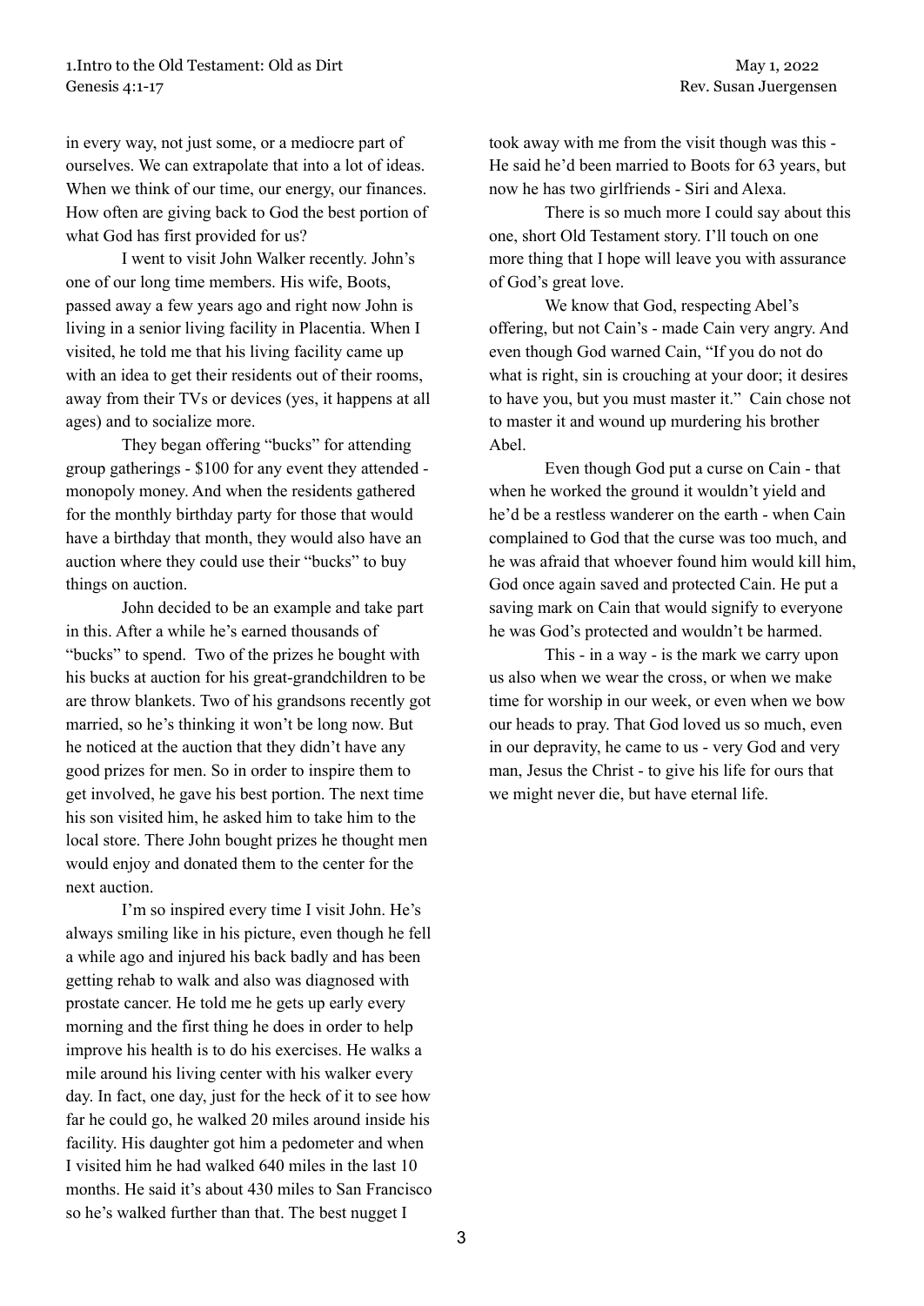in every way, not just some, or a mediocre part of ourselves. We can extrapolate that into a lot of ideas. When we think of our time, our energy, our finances. How often are giving back to God the best portion of what God has first provided for us?

I went to visit John Walker recently. John's one of our long time members. His wife, Boots, passed away a few years ago and right now John is living in a senior living facility in Placentia. When I visited, he told me that his living facility came up with an idea to get their residents out of their rooms, away from their TVs or devices (yes, it happens at all ages) and to socialize more.

They began offering "bucks" for attending group gatherings - $100 for any event they attended - monopoly money. And when the residents gathered for the monthly birthday party for those that would have a birthday that month, they would also have an auction where they could use their "bucks" to buy things on auction.

John decided to be an example and take part in this. After a while he's earned thousands of "bucks" to spend. Two of the prizes he bought with his bucks at auction for his great-grandchildren to be are throw blankets. Two of his grandsons recently got married, so he's thinking it won't be long now. But he noticed at the auction that they didn't have any good prizes for men. So in order to inspire them to get involved, he gave his best portion. The next time his son visited him, he asked him to take him to the local store. There John bought prizes he thought men would enjoy and donated them to the center for the next auction.

I'm so inspired every time I visit John. He's always smiling like in his picture, even though he fell a while ago and injured his back badly and has been getting rehab to walk and also was diagnosed with prostate cancer. He told me he gets up early every morning and the first thing he does in order to help improve his health is to do his exercises. He walks a mile around his living center with his walker every day. In fact, one day, just for the heck of it to see how far he could go, he walked 20 miles around inside his facility. His daughter got him a pedometer and when I visited him he had walked 640 miles in the last 10 months. He said it's about 430 miles to San Francisco so he's walked further than that. The best nugget I took away with me from the visit though was this - He said he'd been married to Boots for 63 years, but now he has two girlfriends - Siri and Alexa.

There is so much more I could say about this one, short Old Testament story. I'll touch on one more thing that I hope will leave you with assurance of God's great love.

We know that God, respecting Abel's offering, but not Cain's - made Cain very angry. And even though God warned Cain, "If you do not do what is right, sin is crouching at your door; it desires to have you, but you must master it." Cain chose not to master it and wound up murdering his brother Abel.

Even though God put a curse on Cain - that when he worked the ground it wouldn't yield and he'd be a restless wanderer on the earth - when Cain complained to God that the curse was too much, and he was afraid that whoever found him would kill him, God once again saved and protected Cain. He put a saving mark on Cain that would signify to everyone he was God's protected and wouldn't be harmed.

This - in a way - is the mark we carry upon us also when we wear the cross, or when we make time for worship in our week, or even when we bow our heads to pray. That God loved us so much, even in our depravity, he came to us - very God and very man, Jesus the Christ - to give his life for ours that we might never die, but have eternal life.